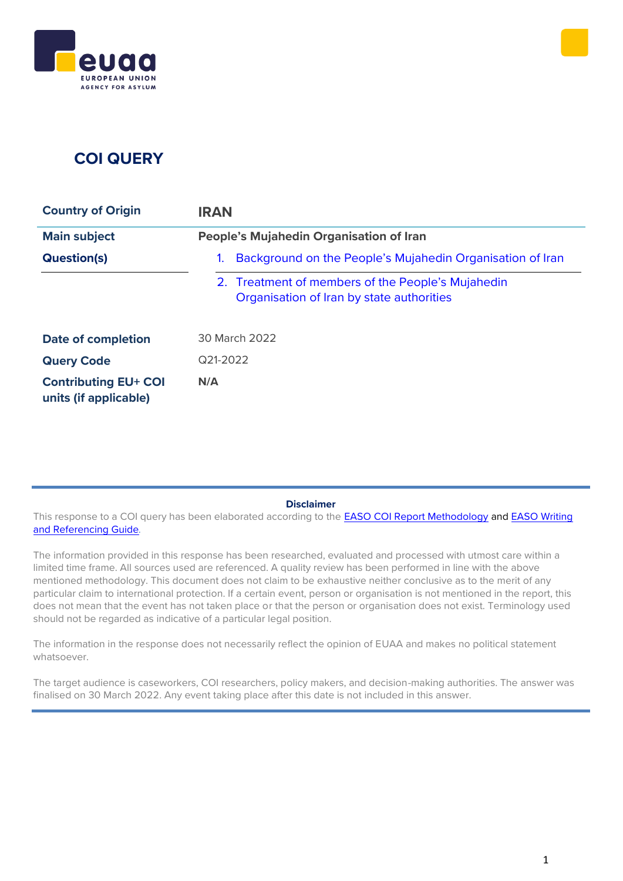# COI QUERY

| Country of Origin | IRAN |
|---|---|
| Main subject | People's Mujahedin Organisation of Iran |
| Question(s) | 1. Background on the People's Mujahedin Organisation of Iran |
| | 2. Treatment of members of the People's Mujahedin Organisation of Iran by state authorities |
| Date of completion | 30 March 2022 |
| Query Code | Q21-2022 |
| Contributing EU+ COI units (if applicable) | N/A |

**Disclaimer**

This response to a COI query has been elaborated according to the EASO COI Report Methodology and EASO Writing and Referencing Guide.

The information provided in this response has been researched, evaluated and processed with utmost care within a limited time frame. All sources used are referenced. A quality review has been performed in line with the above mentioned methodology. This document does not claim to be exhaustive neither conclusive as to the merit of any particular claim to international protection. If a certain event, person or organisation is not mentioned in the report, this does not mean that the event has not taken place or that the person or organisation does not exist. Terminology used should not be regarded as indicative of a particular legal position.

The information in the response does not necessarily reflect the opinion of EUAA and makes no political statement whatsoever.

The target audience is caseworkers, COI researchers, policy makers, and decision-making authorities. The answer was finalised on 30 March 2022. Any event taking place after this date is not included in this answer.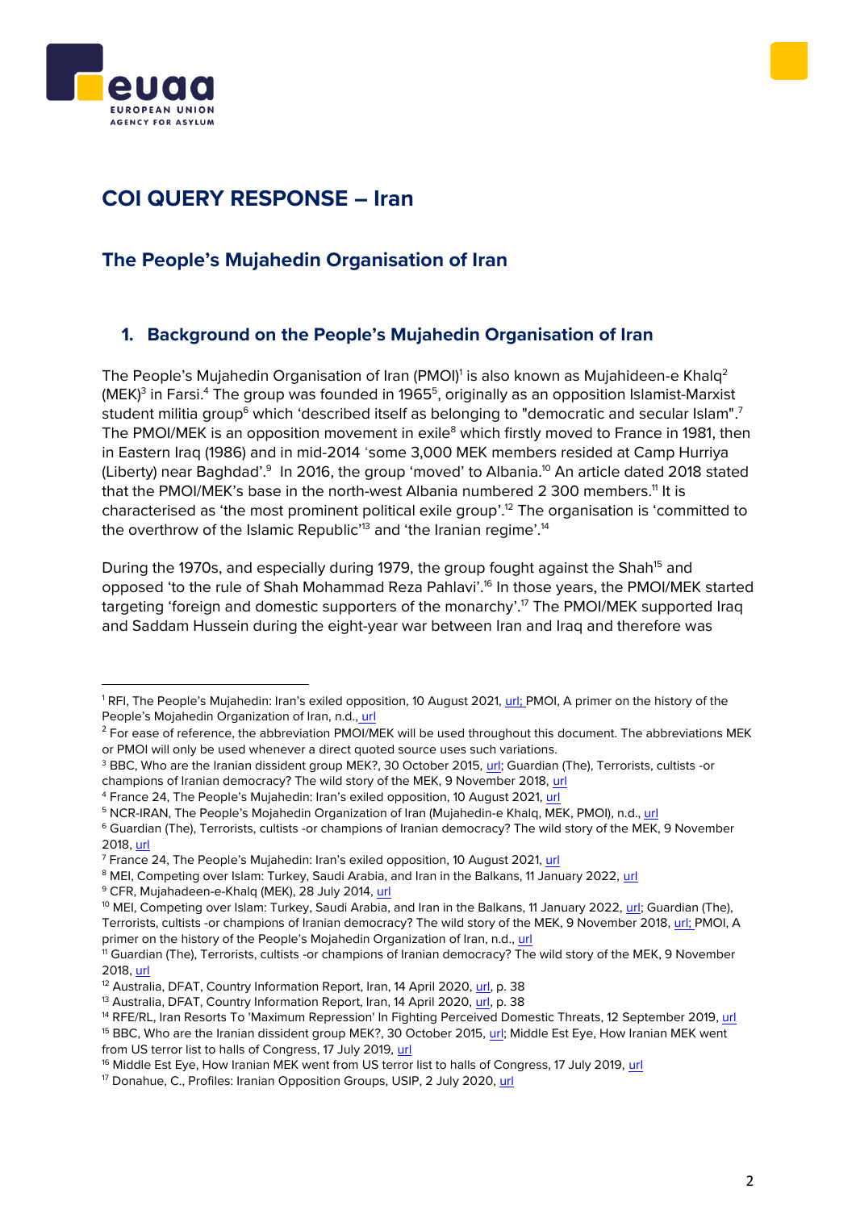# COI QUERY RESPONSE – Iran

## The People's Mujahedin Organisation of Iran

### 1. Background on the People's Mujahedin Organisation of Iran

The People's Mujahedin Organisation of Iran (PMOI)[1] is also known as Mujahideen-e Khalq[2] (MEK)[3] in Farsi.[4] The group was founded in 1965[5], originally as an opposition Islamist-Marxist student militia group[6] which 'described itself as belonging to "democratic and secular Islam".[7] The PMOI/MEK is an opposition movement in exile[8] which firstly moved to France in 1981, then in Eastern Iraq (1986) and in mid-2014 'some 3,000 MEK members resided at Camp Hurriya (Liberty) near Baghdad'.[9] In 2016, the group 'moved' to Albania.[10] An article dated 2018 stated that the PMOI/MEK's base in the north-west Albania numbered 2 300 members.[11] It is characterised as 'the most prominent political exile group'.[12] The organisation is 'committed to the overthrow of the Islamic Republic'[13] and 'the Iranian regime'.[14]

During the 1970s, and especially during 1979, the group fought against the Shah[15] and opposed 'to the rule of Shah Mohammad Reza Pahlavi'.[16] In those years, the PMOI/MEK started targeting 'foreign and domestic supporters of the monarchy'.[17] The PMOI/MEK supported Iraq and Saddam Hussein during the eight-year war between Iran and Iraq and therefore was

---

[1] RFI, The People's Mujahedin: Iran's exiled opposition, 10 August 2021, url; PMOI, A primer on the history of the People's Mojahedin Organization of Iran, n.d., url

[2] For ease of reference, the abbreviation PMOI/MEK will be used throughout this document. The abbreviations MEK or PMOI will only be used whenever a direct quoted source uses such variations.

[3] BBC, Who are the Iranian dissident group MEK?, 30 October 2015, url; Guardian (The), Terrorists, cultists -or champions of Iranian democracy? The wild story of the MEK, 9 November 2018, url

[4] France 24, The People's Mujahedin: Iran's exiled opposition, 10 August 2021, url

[5] NCR-IRAN, The People's Mojahedin Organization of Iran (Mujahedin-e Khalq, MEK, PMOI), n.d., url

[6] Guardian (The), Terrorists, cultists -or champions of Iranian democracy? The wild story of the MEK, 9 November 2018, url

[7] France 24, The People's Mujahedin: Iran's exiled opposition, 10 August 2021, url

[8] MEI, Competing over Islam: Turkey, Saudi Arabia, and Iran in the Balkans, 11 January 2022, url

[9] CFR, Mujahadeen-e-Khalq (MEK), 28 July 2014, url

[10] MEI, Competing over Islam: Turkey, Saudi Arabia, and Iran in the Balkans, 11 January 2022, url; Guardian (The), Terrorists, cultists -or champions of Iranian democracy? The wild story of the MEK, 9 November 2018, url; PMOI, A primer on the history of the People's Mojahedin Organization of Iran, n.d., url

[11] Guardian (The), Terrorists, cultists -or champions of Iranian democracy? The wild story of the MEK, 9 November 2018, url

[12] Australia, DFAT, Country Information Report, Iran, 14 April 2020, url, p. 38

[13] Australia, DFAT, Country Information Report, Iran, 14 April 2020, url, p. 38

[14] RFE/RL, Iran Resorts To 'Maximum Repression' In Fighting Perceived Domestic Threats, 12 September 2019, url

[15] BBC, Who are the Iranian dissident group MEK?, 30 October 2015, url; Middle Est Eye, How Iranian MEK went from US terror list to halls of Congress, 17 July 2019, url

[16] Middle Est Eye, How Iranian MEK went from US terror list to halls of Congress, 17 July 2019, url

[17] Donahue, C., Profiles: Iranian Opposition Groups, USIP, 2 July 2020, url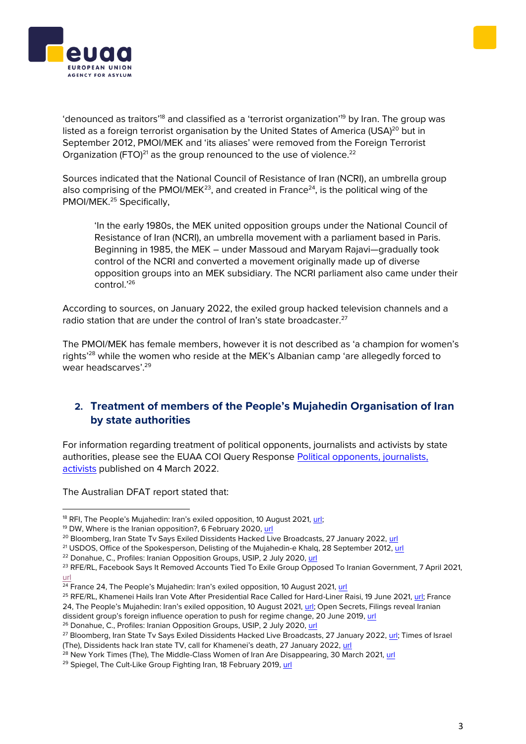'denounced as traitors'[18] and classified as a 'terrorist organization'[19] by Iran. The group was listed as a foreign terrorist organisation by the United States of America (USA)[20] but in September 2012, PMOI/MEK and 'its aliases' were removed from the Foreign Terrorist Organization (FTO)[21] as the group renounced to the use of violence.[22]

Sources indicated that the National Council of Resistance of Iran (NCRI), an umbrella group also comprising of the PMOI/MEK[23], and created in France[24], is the political wing of the PMOI/MEK.[25] Specifically,

> 'In the early 1980s, the MEK united opposition groups under the National Council of Resistance of Iran (NCRI), an umbrella movement with a parliament based in Paris. Beginning in 1985, the MEK – under Massoud and Maryam Rajavi—gradually took control of the NCRI and converted a movement originally made up of diverse opposition groups into an MEK subsidiary. The NCRI parliament also came under their control.'[26]

According to sources, on January 2022, the exiled group hacked television channels and a radio station that are under the control of Iran's state broadcaster.[27]

The PMOI/MEK has female members, however it is not described as 'a champion for women's rights'[28] while the women who reside at the MEK's Albanian camp 'are allegedly forced to wear headscarves'.[29]

## 2. Treatment of members of the People's Mujahedin Organisation of Iran by state authorities

For information regarding treatment of political opponents, journalists and activists by state authorities, please see the EUAA COI Query Response Political opponents, journalists, activists published on 4 March 2022.

The Australian DFAT report stated that:

---

[18] RFI, The People's Mujahedin: Iran's exiled opposition, 10 August 2021, url;
[19] DW, Where is the Iranian opposition?, 6 February 2020, url
[20] Bloomberg, Iran State Tv Says Exiled Dissidents Hacked Live Broadcasts, 27 January 2022, url
[21] USDOS, Office of the Spokesperson, Delisting of the Mujahedin-e Khalq, 28 September 2012, url
[22] Donahue, C., Profiles: Iranian Opposition Groups, USIP, 2 July 2020, url
[23] RFE/RL, Facebook Says It Removed Accounts Tied To Exile Group Opposed To Iranian Government, 7 April 2021, url
[24] France 24, The People's Mujahedin: Iran's exiled opposition, 10 August 2021, url
[25] RFE/RL, Khamenei Hails Iran Vote After Presidential Race Called for Hard-Liner Raisi, 19 June 2021, url; France 24, The People's Mujahedin: Iran's exiled opposition, 10 August 2021, url; Open Secrets, Filings reveal Iranian dissident group's foreign influence operation to push for regime change, 20 June 2019, url
[26] Donahue, C., Profiles: Iranian Opposition Groups, USIP, 2 July 2020, url
[27] Bloomberg, Iran State Tv Says Exiled Dissidents Hacked Live Broadcasts, 27 January 2022, url; Times of Israel (The), Dissidents hack Iran state TV, call for Khamenei's death, 27 January 2022, url
[28] New York Times (The), The Middle-Class Women of Iran Are Disappearing, 30 March 2021, url
[29] Spiegel, The Cult-Like Group Fighting Iran, 18 February 2019, url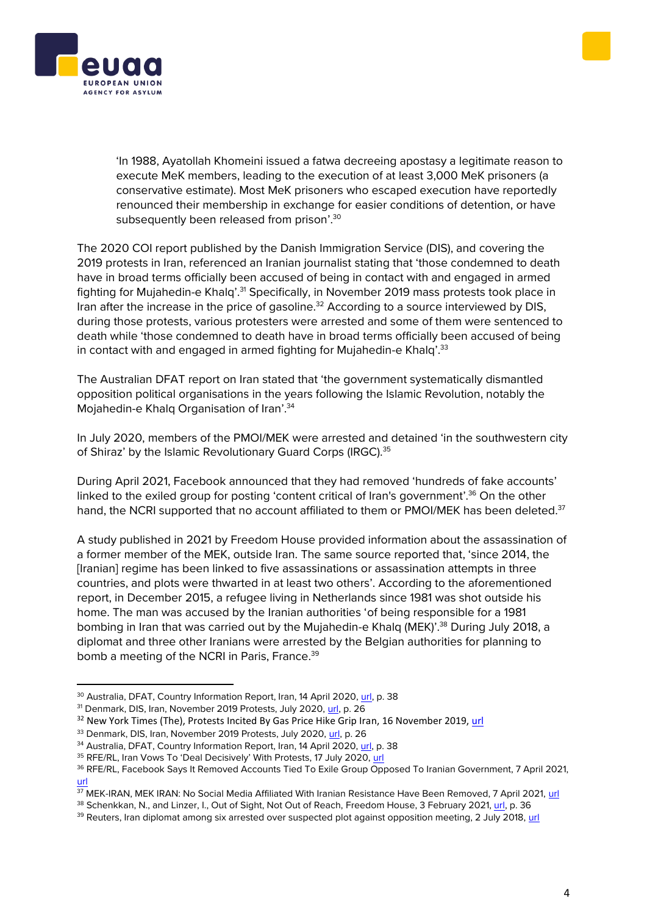> 'In 1988, Ayatollah Khomeini issued a fatwa decreeing apostasy a legitimate reason to execute MeK members, leading to the execution of at least 3,000 MeK prisoners (a conservative estimate). Most MeK prisoners who escaped execution have reportedly renounced their membership in exchange for easier conditions of detention, or have subsequently been released from prison'.[30]

The 2020 COI report published by the Danish Immigration Service (DIS), and covering the 2019 protests in Iran, referenced an Iranian journalist stating that 'those condemned to death have in broad terms officially been accused of being in contact with and engaged in armed fighting for Mujahedin-e Khalq'.[31] Specifically, in November 2019 mass protests took place in Iran after the increase in the price of gasoline.[32] According to a source interviewed by DIS, during those protests, various protesters were arrested and some of them were sentenced to death while 'those condemned to death have in broad terms officially been accused of being in contact with and engaged in armed fighting for Mujahedin-e Khalq'.[33]

The Australian DFAT report on Iran stated that 'the government systematically dismantled opposition political organisations in the years following the Islamic Revolution, notably the Mojahedin-e Khalq Organisation of Iran'.[34]

In July 2020, members of the PMOI/MEK were arrested and detained 'in the southwestern city of Shiraz' by the Islamic Revolutionary Guard Corps (IRGC).[35]

During April 2021, Facebook announced that they had removed 'hundreds of fake accounts' linked to the exiled group for posting 'content critical of Iran's government'.[36] On the other hand, the NCRI supported that no account affiliated to them or PMOI/MEK has been deleted.[37]

A study published in 2021 by Freedom House provided information about the assassination of a former member of the MEK, outside Iran. The same source reported that, 'since 2014, the [Iranian] regime has been linked to five assassinations or assassination attempts in three countries, and plots were thwarted in at least two others'. According to the aforementioned report, in December 2015, a refugee living in Netherlands since 1981 was shot outside his home. The man was accused by the Iranian authorities 'of being responsible for a 1981 bombing in Iran that was carried out by the Mujahedin-e Khalq (MEK)'.[38] During July 2018, a diplomat and three other Iranians were arrested by the Belgian authorities for planning to bomb a meeting of the NCRI in Paris, France.[39]

---

[30] Australia, DFAT, Country Information Report, Iran, 14 April 2020, url, p. 38
[31] Denmark, DIS, Iran, November 2019 Protests, July 2020, url, p. 26
[32] New York Times (The), Protests Incited By Gas Price Hike Grip Iran, 16 November 2019, url
[33] Denmark, DIS, Iran, November 2019 Protests, July 2020, url, p. 26
[34] Australia, DFAT, Country Information Report, Iran, 14 April 2020, url, p. 38
[35] RFE/RL, Iran Vows To 'Deal Decisively' With Protests, 17 July 2020, url
[36] RFE/RL, Facebook Says It Removed Accounts Tied To Exile Group Opposed To Iranian Government, 7 April 2021, url
[37] MEK-IRAN, MEK IRAN: No Social Media Affiliated With Iranian Resistance Have Been Removed, 7 April 2021, url
[38] Schenkkan, N., and Linzer, I., Out of Sight, Not Out of Reach, Freedom House, 3 February 2021, url, p. 36
[39] Reuters, Iran diplomat among six arrested over suspected plot against opposition meeting, 2 July 2018, url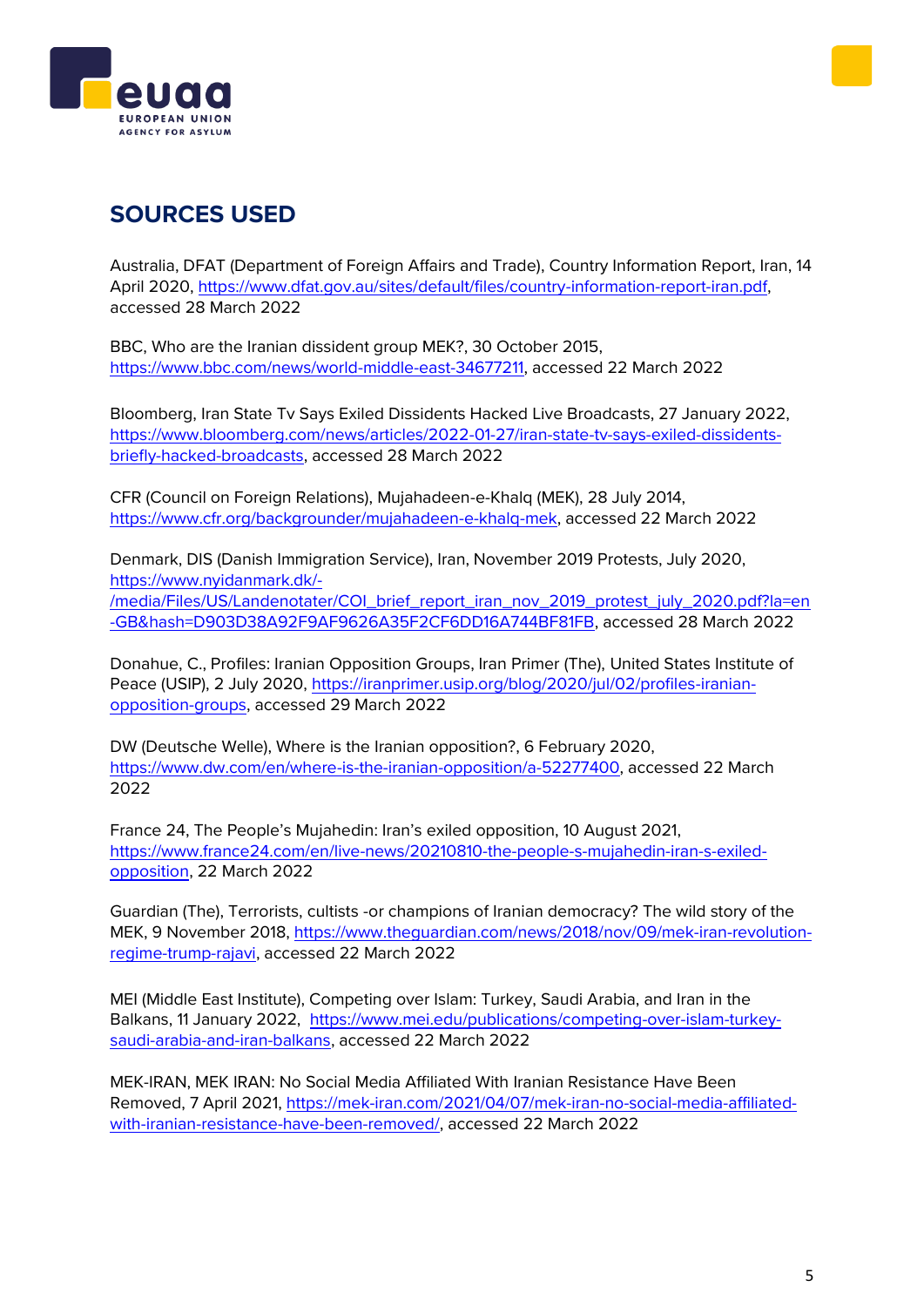## SOURCES USED

Australia, DFAT (Department of Foreign Affairs and Trade), Country Information Report, Iran, 14 April 2020, https://www.dfat.gov.au/sites/default/files/country-information-report-iran.pdf, accessed 28 March 2022

BBC, Who are the Iranian dissident group MEK?, 30 October 2015, https://www.bbc.com/news/world-middle-east-34677211, accessed 22 March 2022

Bloomberg, Iran State Tv Says Exiled Dissidents Hacked Live Broadcasts, 27 January 2022, https://www.bloomberg.com/news/articles/2022-01-27/iran-state-tv-says-exiled-dissidents-briefly-hacked-broadcasts, accessed 28 March 2022

CFR (Council on Foreign Relations), Mujahadeen-e-Khalq (MEK), 28 July 2014, https://www.cfr.org/backgrounder/mujahadeen-e-khalq-mek, accessed 22 March 2022

Denmark, DIS (Danish Immigration Service), Iran, November 2019 Protests, July 2020, https://www.nyidanmark.dk/-/media/Files/US/Landenotater/COI_brief_report_iran_nov_2019_protest_july_2020.pdf?la=en-GB&hash=D903D38A92F9AF9626A35F2CF6DD16A744BF81FB, accessed 28 March 2022

Donahue, C., Profiles: Iranian Opposition Groups, Iran Primer (The), United States Institute of Peace (USIP), 2 July 2020, https://iranprimer.usip.org/blog/2020/jul/02/profiles-iranian-opposition-groups, accessed 29 March 2022

DW (Deutsche Welle), Where is the Iranian opposition?, 6 February 2020, https://www.dw.com/en/where-is-the-iranian-opposition/a-52277400, accessed 22 March 2022

France 24, The People's Mujahedin: Iran's exiled opposition, 10 August 2021, https://www.france24.com/en/live-news/20210810-the-people-s-mujahedin-iran-s-exiled-opposition, 22 March 2022

Guardian (The), Terrorists, cultists -or champions of Iranian democracy? The wild story of the MEK, 9 November 2018, https://www.theguardian.com/news/2018/nov/09/mek-iran-revolution-regime-trump-rajavi, accessed 22 March 2022

MEI (Middle East Institute), Competing over Islam: Turkey, Saudi Arabia, and Iran in the Balkans, 11 January 2022, https://www.mei.edu/publications/competing-over-islam-turkey-saudi-arabia-and-iran-balkans, accessed 22 March 2022

MEK-IRAN, MEK IRAN: No Social Media Affiliated With Iranian Resistance Have Been Removed, 7 April 2021, https://mek-iran.com/2021/04/07/mek-iran-no-social-media-affiliated-with-iranian-resistance-have-been-removed/, accessed 22 March 2022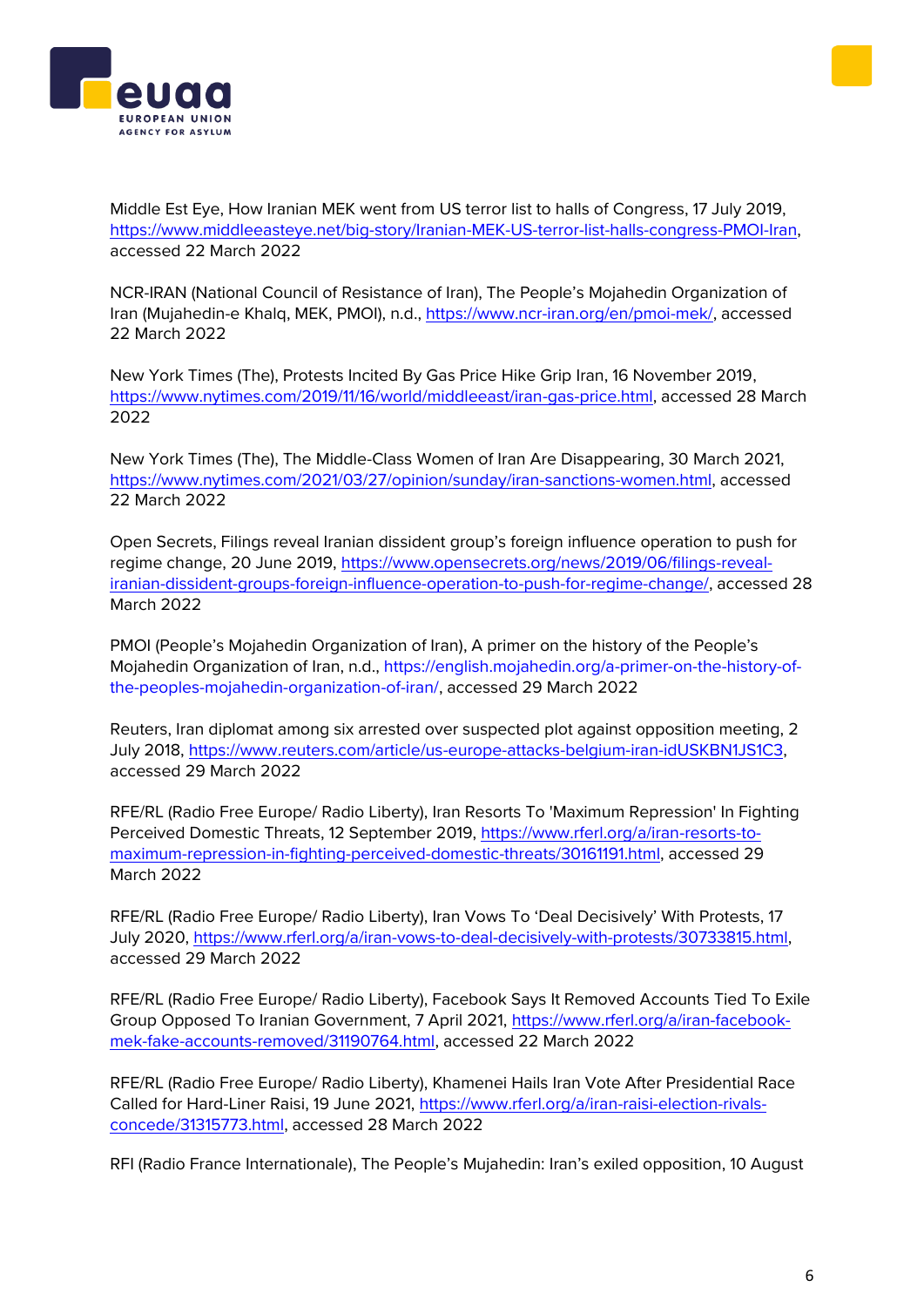Middle Est Eye, How Iranian MEK went from US terror list to halls of Congress, 17 July 2019, https://www.middleeasteye.net/big-story/Iranian-MEK-US-terror-list-halls-congress-PMOI-Iran, accessed 22 March 2022

NCR-IRAN (National Council of Resistance of Iran), The People's Mojahedin Organization of Iran (Mujahedin-e Khalq, MEK, PMOI), n.d., https://www.ncr-iran.org/en/pmoi-mek/, accessed 22 March 2022

New York Times (The), Protests Incited By Gas Price Hike Grip Iran, 16 November 2019, https://www.nytimes.com/2019/11/16/world/middleeast/iran-gas-price.html, accessed 28 March 2022

New York Times (The), The Middle-Class Women of Iran Are Disappearing, 30 March 2021, https://www.nytimes.com/2021/03/27/opinion/sunday/iran-sanctions-women.html, accessed 22 March 2022

Open Secrets, Filings reveal Iranian dissident group's foreign influence operation to push for regime change, 20 June 2019, https://www.opensecrets.org/news/2019/06/filings-reveal-iranian-dissident-groups-foreign-influence-operation-to-push-for-regime-change/, accessed 28 March 2022

PMOI (People's Mojahedin Organization of Iran), A primer on the history of the People's Mojahedin Organization of Iran, n.d., https://english.mojahedin.org/a-primer-on-the-history-of-the-peoples-mojahedin-organization-of-iran/, accessed 29 March 2022

Reuters, Iran diplomat among six arrested over suspected plot against opposition meeting, 2 July 2018, https://www.reuters.com/article/us-europe-attacks-belgium-iran-idUSKBN1JS1C3, accessed 29 March 2022

RFE/RL (Radio Free Europe/ Radio Liberty), Iran Resorts To 'Maximum Repression' In Fighting Perceived Domestic Threats, 12 September 2019, https://www.rferl.org/a/iran-resorts-to-maximum-repression-in-fighting-perceived-domestic-threats/30161191.html, accessed 29 March 2022

RFE/RL (Radio Free Europe/ Radio Liberty), Iran Vows To 'Deal Decisively' With Protests, 17 July 2020, https://www.rferl.org/a/iran-vows-to-deal-decisively-with-protests/30733815.html, accessed 29 March 2022

RFE/RL (Radio Free Europe/ Radio Liberty), Facebook Says It Removed Accounts Tied To Exile Group Opposed To Iranian Government, 7 April 2021, https://www.rferl.org/a/iran-facebook-mek-fake-accounts-removed/31190764.html, accessed 22 March 2022

RFE/RL (Radio Free Europe/ Radio Liberty), Khamenei Hails Iran Vote After Presidential Race Called for Hard-Liner Raisi, 19 June 2021, https://www.rferl.org/a/iran-raisi-election-rivals-concede/31315773.html, accessed 28 March 2022

RFI (Radio France Internationale), The People's Mujahedin: Iran's exiled opposition, 10 August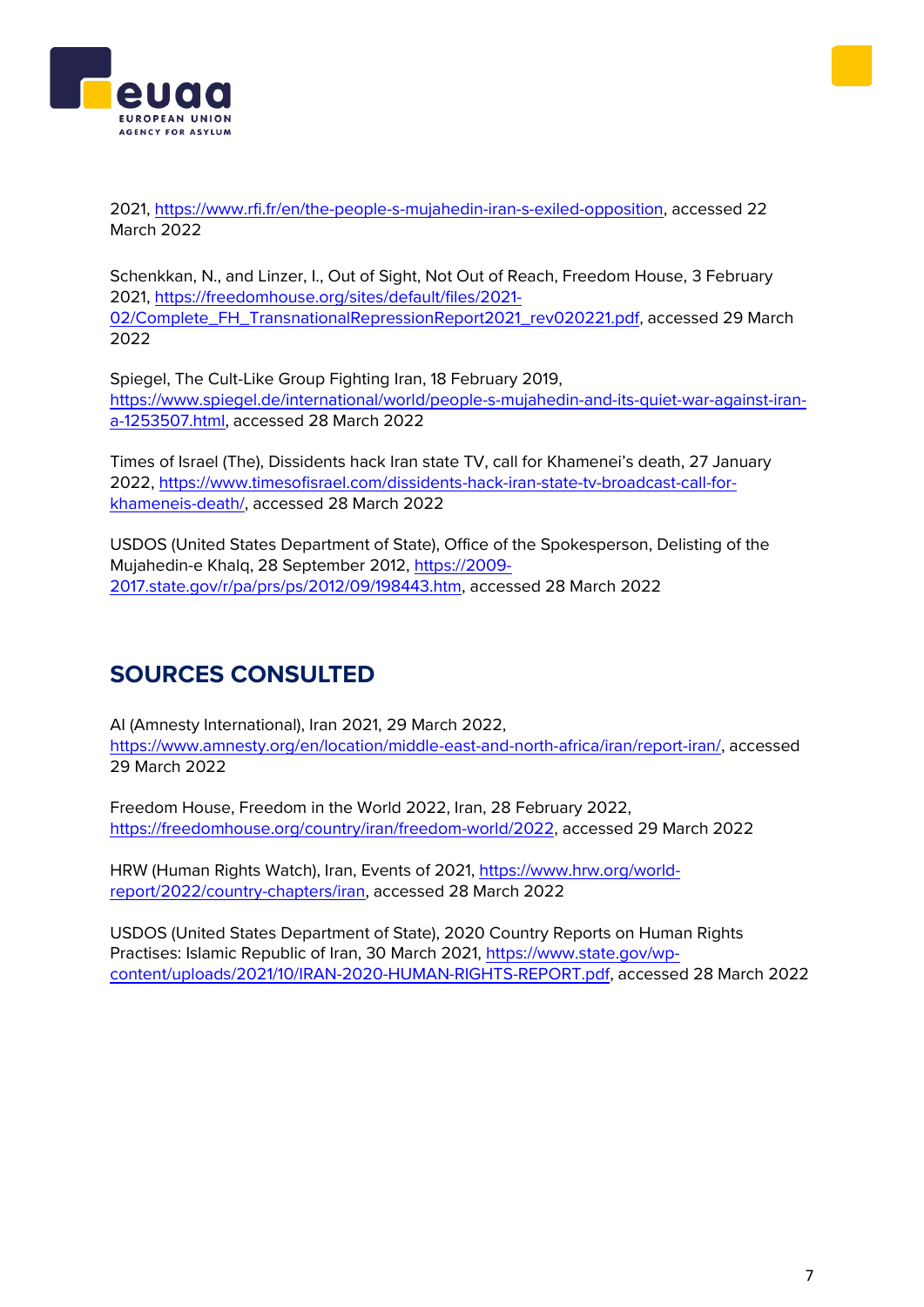2021, https://www.rfi.fr/en/the-people-s-mujahedin-iran-s-exiled-opposition, accessed 22 March 2022

Schenkkan, N., and Linzer, I., Out of Sight, Not Out of Reach, Freedom House, 3 February 2021, https://freedomhouse.org/sites/default/files/2021-02/Complete_FH_TransnationalRepressionReport2021_rev020221.pdf, accessed 29 March 2022

Spiegel, The Cult-Like Group Fighting Iran, 18 February 2019, https://www.spiegel.de/international/world/people-s-mujahedin-and-its-quiet-war-against-iran-a-1253507.html, accessed 28 March 2022

Times of Israel (The), Dissidents hack Iran state TV, call for Khamenei's death, 27 January 2022, https://www.timesofisrael.com/dissidents-hack-iran-state-tv-broadcast-call-for-khameneis-death/, accessed 28 March 2022

USDOS (United States Department of State), Office of the Spokesperson, Delisting of the Mujahedin-e Khalq, 28 September 2012, https://2009-2017.state.gov/r/pa/prs/ps/2012/09/198443.htm, accessed 28 March 2022

## SOURCES CONSULTED

AI (Amnesty International), Iran 2021, 29 March 2022, https://www.amnesty.org/en/location/middle-east-and-north-africa/iran/report-iran/, accessed 29 March 2022

Freedom House, Freedom in the World 2022, Iran, 28 February 2022, https://freedomhouse.org/country/iran/freedom-world/2022, accessed 29 March 2022

HRW (Human Rights Watch), Iran, Events of 2021, https://www.hrw.org/world-report/2022/country-chapters/iran, accessed 28 March 2022

USDOS (United States Department of State), 2020 Country Reports on Human Rights Practises: Islamic Republic of Iran, 30 March 2021, https://www.state.gov/wp-content/uploads/2021/10/IRAN-2020-HUMAN-RIGHTS-REPORT.pdf, accessed 28 March 2022